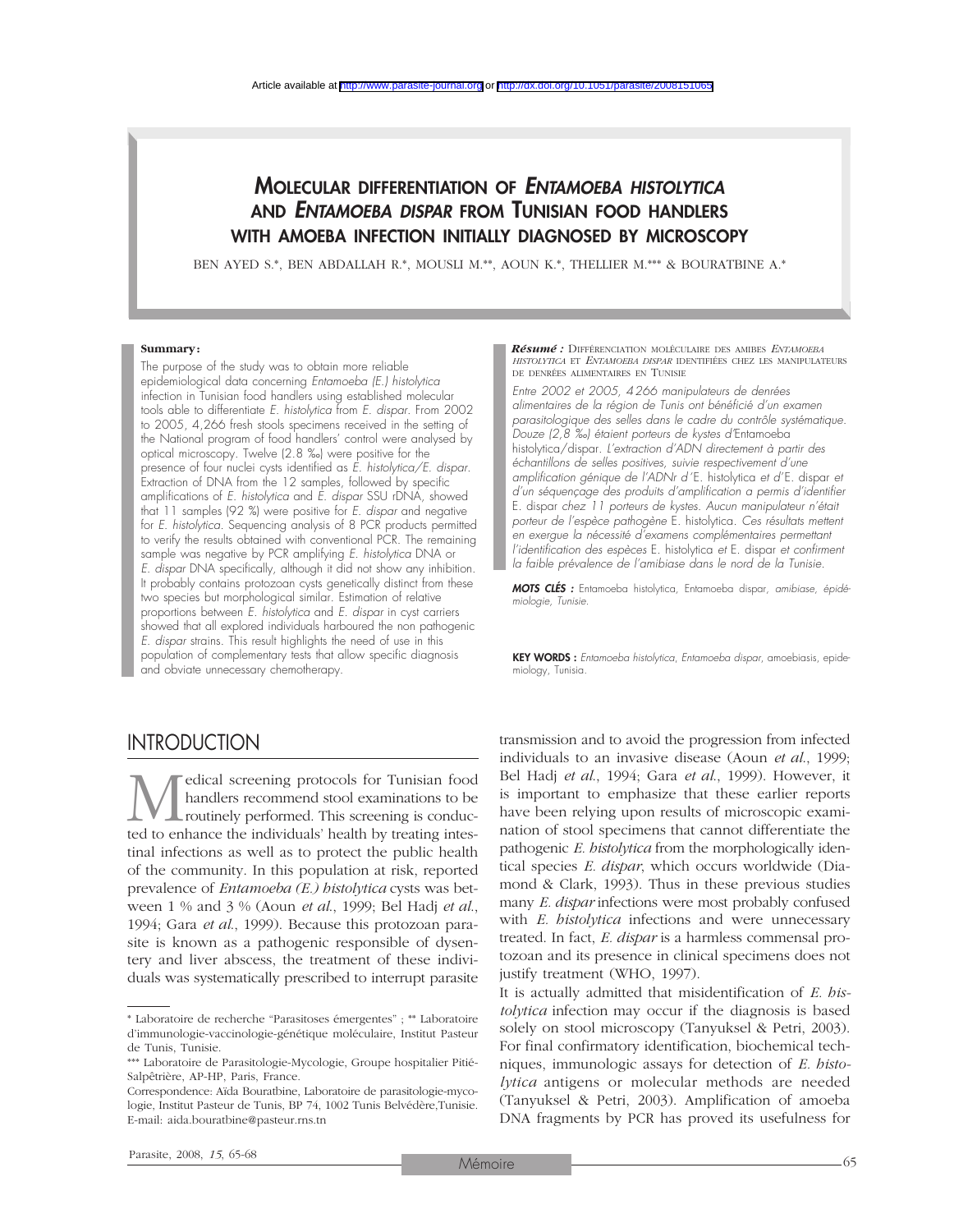Article available at http://www.parasite-journal.org or http://dx.doi.org/10.1051/parasite/2008151065

# MOLECULAR DIFFERENTIATION OF *ENTAMOEBA HISTOLYTICA* AND *ENTAMOEBA DISPAR* FROM TUNISIAN FOOD HANDLERS WITH AMOEBA INFECTION INITIALLY DIAGNOSED BY MICROSCOPY

BEN AYED S.*, BEN ABDALLAH R.*, MOUSLI M.**, AOUN K.*, THELLIER M.*** & BOURATBINE A.*

**Summary:**

The purpose of the study was to obtain more reliable epidemiological data concerning *Entamoeba (E.) histolytica* infection in Tunisian food handlers using established molecular tools able to differentiate *E. histolytica* from *E. dispar*. From 2002 to 2005, 4,266 fresh stools specimens received in the setting of the National program of food handlers' control were analysed by optical microscopy. Twelve (2.8 ‰) were positive for the presence of four nuclei cysts identified as *E. histolytica/E. dispar*. Extraction of DNA from the 12 samples, followed by specific amplifications of *E. histolytica* and *E. dispar* SSU rDNA, showed that 11 samples (92 %) were positive for *E. dispar* and negative for *E. histolytica*. Sequencing analysis of 8 PCR products permitted to verify the results obtained with conventional PCR. The remaining sample was negative by PCR amplifying *E. histolytica* DNA or *E. dispar* DNA specifically, although it did not show any inhibition. It probably contains protozoan cysts genetically distinct from these two species but morphological similar. Estimation of relative proportions between *E. histolytica* and *E. dispar* in cyst carriers showed that all explored individuals harboured the non pathogenic *E. dispar* strains. This result highlights the need of use in this population of complementary tests that allow specific diagnosis and obviate unnecessary chemotherapy.

**KEY WORDS :** *Entamoeba histolytica*, *Entamoeba dispar*, amoebiasis, epidemiology, Tunisia.

***Résumé :*** DIFFÉRENCIATION MOLÉCULAIRE DES AMIBES *ENTAMOEBA HISTOLYTICA* ET *ENTAMOEBA DISPAR* IDENTIFIÉES CHEZ LES MANIPULATEURS DE DENRÉES ALIMENTAIRES EN TUNISIE

*Entre 2002 et 2005, 4 266 manipulateurs de denrées alimentaires de la région de Tunis ont bénéficié d'un examen parasitologique des selles dans le cadre du contrôle systématique. Douze (2,8 ‰) étaient porteurs de kystes d'*Entamoeba histolytica/dispar*. L'extraction d'ADN directement à partir des échantillons de selles positives, suivie respectivement d'une amplification génique de l'ADNr d'*E. histolytica *et d'*E. dispar *et d'un séquençage des produits d'amplification a permis d'identifier* E. dispar *chez 11 porteurs de kystes. Aucun manipulateur n'était porteur de l'espèce pathogène* E. histolytica*. Ces résultats mettent en exergue la nécessité d'examens complémentaires permettant l'identification des espèces* E. histolytica *et* E. dispar *et confirment la faible prévalence de l'amibiase dans le nord de la Tunisie.*

***MOTS CLÉS :*** Entamoeba histolytica, Entamoeba dispar, *amibiase, épidémiologie, Tunisie.*

## INTRODUCTION

Medical screening protocols for Tunisian food handlers recommend stool examinations to be routinely performed. This screening is conducted to enhance the individuals' health by treating intestinal infections as well as to protect the public health of the community. In this population at risk, reported prevalence of *Entamoeba (E.) histolytica* cysts was between 1 % and 3 % (Aoun *et al.*, 1999; Bel Hadj *et al.*, 1994; Gara *et al.*, 1999). Because this protozoan parasite is known as a pathogenic responsible of dysentery and liver abscess, the treatment of these individuals was systematically prescribed to interrupt parasite transmission and to avoid the progression from infected individuals to an invasive disease (Aoun *et al.*, 1999; Bel Hadj *et al.*, 1994; Gara *et al.*, 1999). However, it is important to emphasize that these earlier reports have been relying upon results of microscopic examination of stool specimens that cannot differentiate the pathogenic *E. histolytica* from the morphologically identical species *E. dispar*, which occurs worldwide (Diamond & Clark, 1993). Thus in these previous studies many *E. dispar* infections were most probably confused with *E. histolytica* infections and were unnecessary treated. In fact, *E. dispar* is a harmless commensal protozoan and its presence in clinical specimens does not justify treatment (WHO, 1997).

It is actually admitted that misidentification of *E. histolytica* infection may occur if the diagnosis is based solely on stool microscopy (Tanyuksel & Petri, 2003). For final confirmatory identification, biochemical techniques, immunologic assays for detection of *E. histolytica* antigens or molecular methods are needed (Tanyuksel & Petri, 2003). Amplification of amoeba DNA fragments by PCR has proved its usefulness for

---

\* Laboratoire de recherche "Parasitoses émergentes" ; ** Laboratoire d'immunologie-vaccinologie-génétique moléculaire, Institut Pasteur de Tunis, Tunisie.

\*** Laboratoire de Parasitologie-Mycologie, Groupe hospitalier Pitié-Salpêtrière, AP-HP, Paris, France.

Correspondence: Aïda Bouratbine, Laboratoire de parasitologie-mycologie, Institut Pasteur de Tunis, BP 74, 1002 Tunis Belvédère,Tunisie. E-mail: aida.bouratbine@pasteur.rns.tn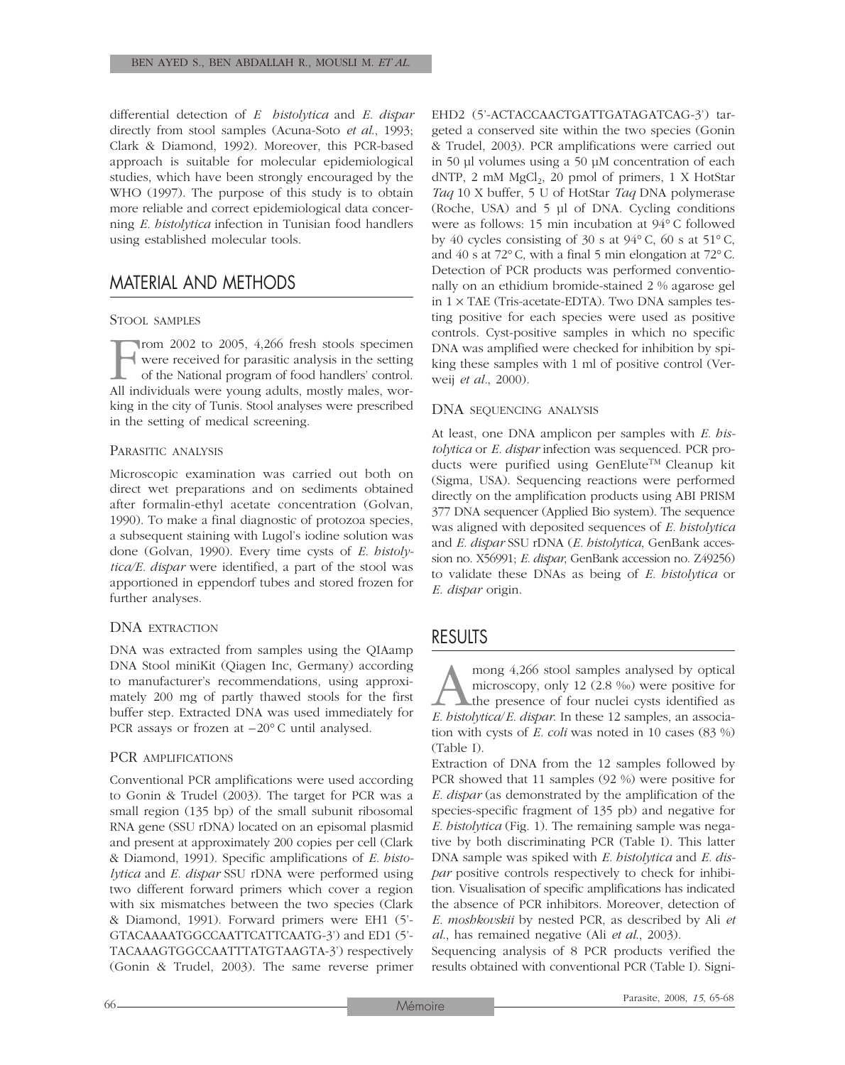differential detection of *E histolytica* and *E. dispar* directly from stool samples (Acuna-Soto *et al.*, 1993; Clark & Diamond, 1992). Moreover, this PCR-based approach is suitable for molecular epidemiological studies, which have been strongly encouraged by the WHO (1997). The purpose of this study is to obtain more reliable and correct epidemiological data concerning *E. histolytica* infection in Tunisian food handlers using established molecular tools.

## MATERIAL AND METHODS

### STOOL SAMPLES

From 2002 to 2005, 4,266 fresh stools specimen were received for parasitic analysis in the setting of the National program of food handlers' control. All individuals were young adults, mostly males, working in the city of Tunis. Stool analyses were prescribed in the setting of medical screening.

### PARASITIC ANALYSIS

Microscopic examination was carried out both on direct wet preparations and on sediments obtained after formalin-ethyl acetate concentration (Golvan, 1990). To make a final diagnostic of protozoa species, a subsequent staining with Lugol's iodine solution was done (Golvan, 1990). Every time cysts of *E. histolytica/E. dispar* were identified, a part of the stool was apportioned in eppendorf tubes and stored frozen for further analyses.

### DNA EXTRACTION

DNA was extracted from samples using the QIAamp DNA Stool miniKit (Qiagen Inc, Germany) according to manufacturer's recommendations, using approximately 200 mg of partly thawed stools for the first buffer step. Extracted DNA was used immediately for PCR assays or frozen at −20° C until analysed.

### PCR AMPLIFICATIONS

Conventional PCR amplifications were used according to Gonin & Trudel (2003). The target for PCR was a small region (135 bp) of the small subunit ribosomal RNA gene (SSU rDNA) located on an episomal plasmid and present at approximately 200 copies per cell (Clark & Diamond, 1991). Specific amplifications of *E. histolytica* and *E. dispar* SSU rDNA were performed using two different forward primers which cover a region with six mismatches between the two species (Clark & Diamond, 1991). Forward primers were EH1 (5'-GTACAAAATGGCCAATTCATTCAATG-3') and ED1 (5'-TACAAAGTGGCCAATTTATGTAAGTA-3') respectively (Gonin & Trudel, 2003). The same reverse primer EHD2 (5'-ACTACCAACTGATTGATAGATCAG-3') targeted a conserved site within the two species (Gonin & Trudel, 2003). PCR amplifications were carried out in 50 µl volumes using a 50 µM concentration of each dNTP, 2 mM $MgCl_2$, 20 pmol of primers, 1 X HotStar *Taq* 10 X buffer, 5 U of HotStar *Taq* DNA polymerase (Roche, USA) and 5 µl of DNA. Cycling conditions were as follows: 15 min incubation at 94° C followed by 40 cycles consisting of 30 s at 94° C, 60 s at 51° C, and 40 s at 72° C, with a final 5 min elongation at 72° C. Detection of PCR products was performed conventionally on an ethidium bromide-stained 2 % agarose gel in 1 × TAE (Tris-acetate-EDTA). Two DNA samples testing positive for each species were used as positive controls. Cyst-positive samples in which no specific DNA was amplified were checked for inhibition by spiking these samples with 1 ml of positive control (Verweij *et al.*, 2000).

### DNA SEQUENCING ANALYSIS

At least, one DNA amplicon per samples with *E. histolytica* or *E. dispar* infection was sequenced. PCR products were purified using GenElute™ Cleanup kit (Sigma, USA). Sequencing reactions were performed directly on the amplification products using ABI PRISM 377 DNA sequencer (Applied Bio system). The sequence was aligned with deposited sequences of *E. histolytica* and *E. dispar* SSU rDNA (*E. histolytica*, GenBank accession no. X56991; *E. dispar*, GenBank accession no. Z49256) to validate these DNAs as being of *E. histolytica* or *E. dispar* origin.

## RESULTS

Among 4,266 stool samples analysed by optical microscopy, only 12 (2.8 ‰) were positive for the presence of four nuclei cysts identified as *E. histolytica/E. dispar*. In these 12 samples, an association with cysts of *E. coli* was noted in 10 cases (83 %) (Table I).

Extraction of DNA from the 12 samples followed by PCR showed that 11 samples (92 %) were positive for *E. dispar* (as demonstrated by the amplification of the species-specific fragment of 135 pb) and negative for *E. histolytica* (Fig. 1). The remaining sample was negative by both discriminating PCR (Table I). This latter DNA sample was spiked with *E. histolytica* and *E. dispar* positive controls respectively to check for inhibition. Visualisation of specific amplifications has indicated the absence of PCR inhibitors. Moreover, detection of *E. moshkovskii* by nested PCR, as described by Ali *et al.*, has remained negative (Ali *et al.*, 2003).

Sequencing analysis of 8 PCR products verified the results obtained with conventional PCR (Table I). Signi-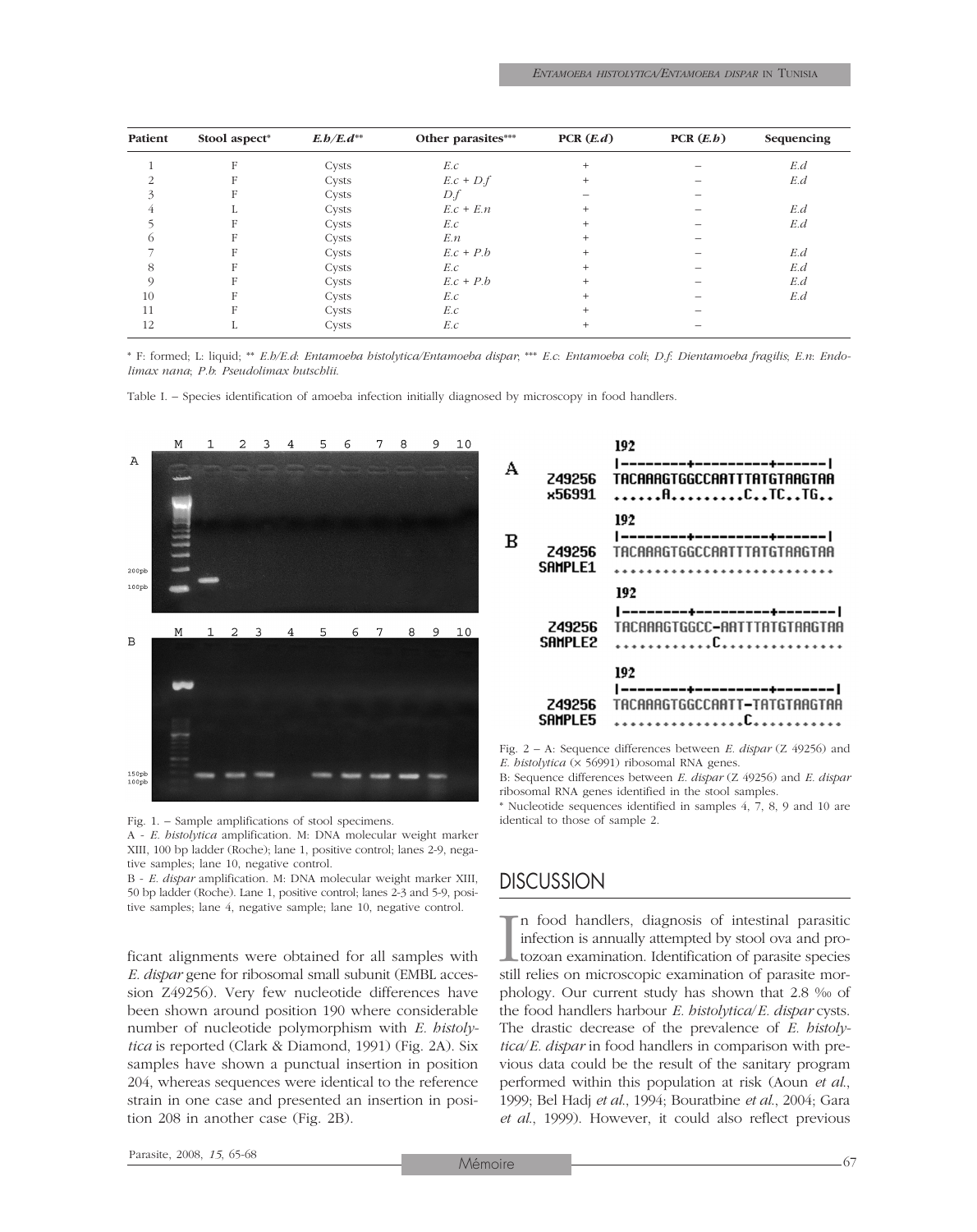| Patient | Stool aspect* | *E.h/E.d*** | Other parasites*** | PCR (*E.d*) | PCR (*E.h*) | Sequencing |
|---|---|---|---|---|---|---|
| 1 | F | Cysts | *E.c* | + | – | *E.d* |
| 2 | F | Cysts | *E.c + D.f* | + | – | *E.d* |
| 3 | F | Cysts | *D.f* | – | – | |
| 4 | L | Cysts | *E.c + E.n* | + | – | *E.d* |
| 5 | F | Cysts | *E.c* | + | – | *E.d* |
| 6 | F | Cysts | *E.n* | + | – | |
| 7 | F | Cysts | *E.c + P.b* | + | – | *E.d* |
| 8 | F | Cysts | *E.c* | + | – | *E.d* |
| 9 | F | Cysts | *E.c + P.b* | + | – | *E.d* |
| 10 | F | Cysts | *E.c* | + | – | *E.d* |
| 11 | F | Cysts | *E.c* | + | – | |
| 12 | L | Cysts | *E.c* | + | – | |

* F: formed; L: liquid; ** *E.h/E.d*: *Entamoeba histolytica/Entamoeba dispar*; *** *E.c*: *Entamoeba coli*; *D.f*: *Dientamoeba fragilis*; *E.n*: *Endolimax nana*; *P.b*: *Pseudolimax butschlii*.

Table I. – Species identification of amoeba infection initially diagnosed by microscopy in food handlers.

Fig. 1. – Sample amplifications of stool specimens.
A - *E. histolytica* amplification. M: DNA molecular weight marker XIII, 100 bp ladder (Roche); lane 1, positive control; lanes 2-9, negative samples; lane 10, negative control.
B - *E. dispar* amplification. M: DNA molecular weight marker XIII, 50 bp ladder (Roche). Lane 1, positive control; lanes 2-3 and 5-9, positive samples; lane 4, negative sample; lane 10, negative control.

Fig. 2 – A: Sequence differences between *E. dispar* (Z 49256) and *E. histolytica* (× 56991) ribosomal RNA genes.
B: Sequence differences between *E. dispar* (Z 49256) and *E. dispar* ribosomal RNA genes identified in the stool samples.
* Nucleotide sequences identified in samples 4, 7, 8, 9 and 10 are identical to those of sample 2.

ficant alignments were obtained for all samples with *E. dispar* gene for ribosomal small subunit (EMBL accession Z49256). Very few nucleotide differences have been shown around position 190 where considerable number of nucleotide polymorphism with *E. histolytica* is reported (Clark & Diamond, 1991) (Fig. 2A). Six samples have shown a punctual insertion in position 204, whereas sequences were identical to the reference strain in one case and presented an insertion in position 208 in another case (Fig. 2B).

## DISCUSSION

In food handlers, diagnosis of intestinal parasitic infection is annually attempted by stool ova and protozoan examination. Identification of parasite species still relies on microscopic examination of parasite morphology. Our current study has shown that 2.8 ‰ of the food handlers harbour *E. histolytica/E. dispar* cysts. The drastic decrease of the prevalence of *E. histolytica/E. dispar* in food handlers in comparison with previous data could be the result of the sanitary program performed within this population at risk (Aoun *et al.*, 1999; Bel Hadj *et al.*, 1994; Bouratbine *et al.*, 2004; Gara *et al.*, 1999). However, it could also reflect previous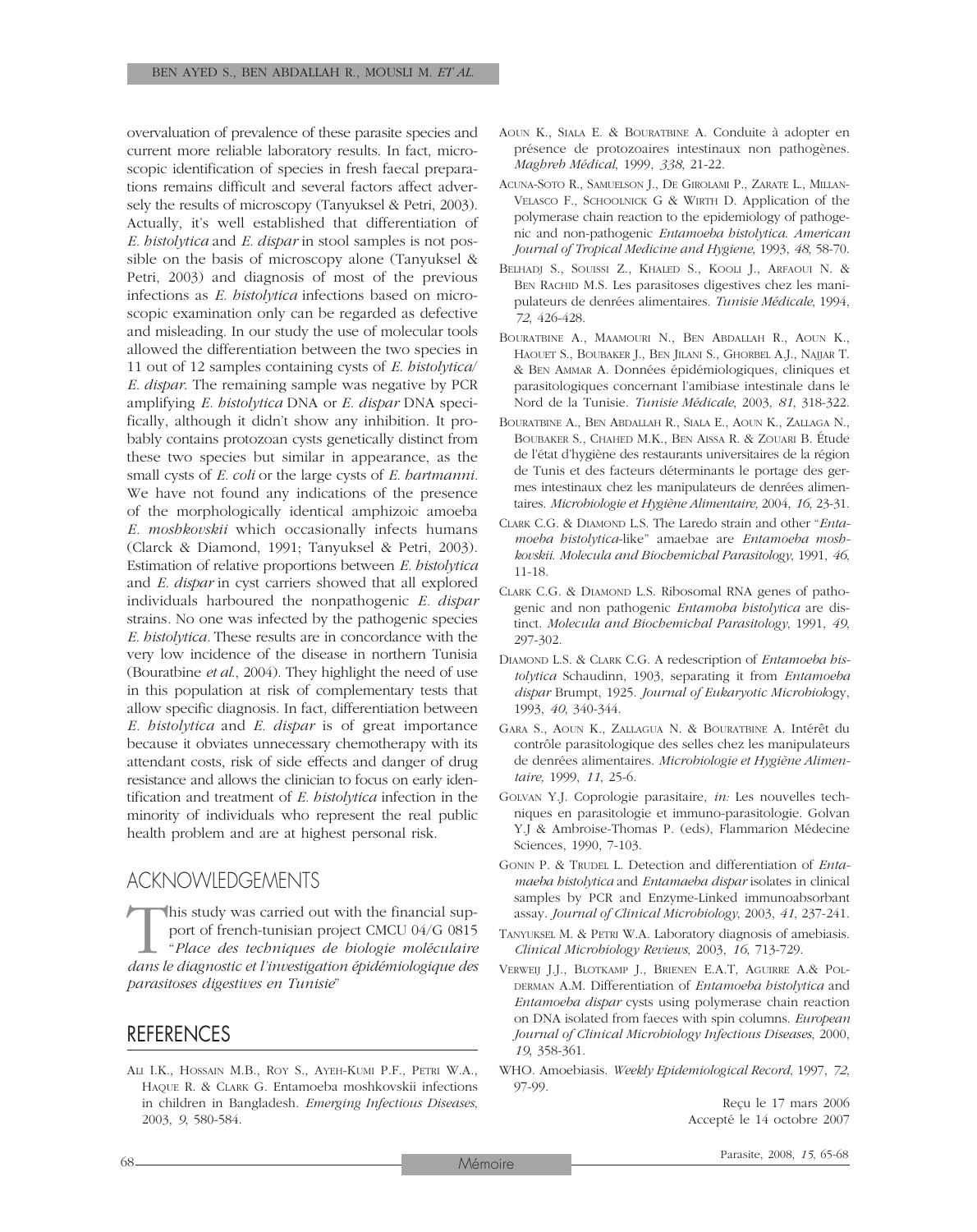overvaluation of prevalence of these parasite species and current more reliable laboratory results. In fact, microscopic identification of species in fresh faecal preparations remains difficult and several factors affect adversely the results of microscopy (Tanyuksel & Petri, 2003). Actually, it's well established that differentiation of *E. histolytica* and *E. dispar* in stool samples is not possible on the basis of microscopy alone (Tanyuksel & Petri, 2003) and diagnosis of most of the previous infections as *E. histolytica* infections based on microscopic examination only can be regarded as defective and misleading. In our study the use of molecular tools allowed the differentiation between the two species in 11 out of 12 samples containing cysts of *E. histolytica/ E. dispar*. The remaining sample was negative by PCR amplifying *E. histolytica* DNA or *E. dispar* DNA specifically, although it didn't show any inhibition. It probably contains protozoan cysts genetically distinct from these two species but similar in appearance, as the small cysts of *E. coli* or the large cysts of *E. hartmanni*. We have not found any indications of the presence of the morphologically identical amphizoic amoeba *E. moshkovskii* which occasionally infects humans (Clarck & Diamond, 1991; Tanyuksel & Petri, 2003). Estimation of relative proportions between *E. histolytica* and *E. dispar* in cyst carriers showed that all explored individuals harboured the nonpathogenic *E. dispar* strains. No one was infected by the pathogenic species *E. histolytica*. These results are in concordance with the very low incidence of the disease in northern Tunisia (Bouratbine *et al.*, 2004). They highlight the need of use in this population at risk of complementary tests that allow specific diagnosis. In fact, differentiation between *E. histolytica* and *E. dispar* is of great importance because it obviates unnecessary chemotherapy with its attendant costs, risk of side effects and danger of drug resistance and allows the clinician to focus on early identification and treatment of *E. histolytica* infection in the minority of individuals who represent the real public health problem and are at highest personal risk.

## ACKNOWLEDGEMENTS

This study was carried out with the financial support of french-tunisian project CMCU 04/G 0815 "*Place des techniques de biologie moléculaire dans le diagnostic et l'investigation épidémiologique des parasitoses digestives en Tunisie*"

## REFERENCES

Ali I.K., Hossain M.B., Roy S., Ayeh-Kumi P.F., Petri W.A., Haque R. & Clark G. Entamoeba moshkovskii infections in children in Bangladesh. *Emerging Infectious Diseases*, 2003, *9*, 580-584.

Aoun K., Siala E. & Bouratbine A. Conduite à adopter en présence de protozoaires intestinaux non pathogènes. *Maghreb Médical*, 1999, *338*, 21-22.

Acuna-Soto R., Samuelson J., De Girolami P., Zarate L., Millan-Velasco F., Schoolnick G & Wirth D. Application of the polymerase chain reaction to the epidemiology of pathogenic and non-pathogenic *Entamoeba histolytica*. *American Journal of Tropical Medicine and Hygiene*, 1993, *48*, 58-70.

Belhadj S., Souissi Z., Khaled S., Kooli J., Arfaoui N. & Ben Rachid M.S. Les parasitoses digestives chez les manipulateurs de denrées alimentaires. *Tunisie Médicale*, 1994, *72*, 426-428.

Bouratbine A., Maamouri N., Ben Abdallah R., Aoun K., Haouet S., Boubaker J., Ben Jilani S., Ghorbel A.J., Najjar T. & Ben Ammar A. Données épidémiologiques, cliniques et parasitologiques concernant l'amibiase intestinale dans le Nord de la Tunisie. *Tunisie Médicale*, 2003, *81*, 318-322.

Bouratbine A., Ben Abdallah R., Siala E., Aoun K., Zallaga N., Boubaker S., Chahed M.K., Ben Aissa R. & Zouari B. Étude de l'état d'hygiène des restaurants universitaires de la région de Tunis et des facteurs déterminants le portage des germes intestinaux chez les manipulateurs de denrées alimentaires. *Microbiologie et Hygiène Alimentaire,* 2004, *16*, 23-31.

Clark C.G. & Diamond L.S. The Laredo strain and other "*Entamoeba histolytica*-like" amaebae are *Entamoeba moshkovskii*. *Molecula and Biochemichal Parasitology*, 1991, *46*, 11-18.

Clark C.G. & Diamond L.S. Ribosomal RNA genes of pathogenic and non pathogenic *Entamoba histolytica* are distinct. *Molecula and Biochemichal Parasitology*, 1991, *49*, 297-302.

Diamond L.S. & Clark C.G. A redescription of *Entamoeba histolytica* Schaudinn, 1903, separating it from *Entamoeba dispar* Brumpt, 1925. *Journal of Eukaryotic Microbiology*, 1993, *40*, 340-344.

Gara S., Aoun K., Zallagua N. & Bouratbine A. Intérêt du contrôle parasitologique des selles chez les manipulateurs de denrées alimentaires. *Microbiologie et Hygiène Alimentaire,* 1999, *11*, 25-6.

Golvan Y.J. Coprologie parasitaire, *in:* Les nouvelles techniques en parasitologie et immuno-parasitologie. Golvan Y.J & Ambroise-Thomas P. (eds), Flammarion Médecine Sciences, 1990, 7-103.

Gonin P. & Trudel L. Detection and differentiation of *Entamaeba histolytica* and *Entamaeba dispar* isolates in clinical samples by PCR and Enzyme-Linked immunoabsorbant assay. *Journal of Clinical Microbiology*, 2003, *41*, 237-241.

Tanyuksel M. & Petri W.A. Laboratory diagnosis of amebiasis. *Clinical Microbiology Reviews*, 2003, *16*, 713-729.

Verweij J.J., Blotkamp J., Brienen E.A.T, Aguirre A.& Polderman A.M. Differentiation of *Entamoeba histolytica* and *Entamoeba dispar* cysts using polymerase chain reaction on DNA isolated from faeces with spin columns. *European Journal of Clinical Microbiology Infectious Diseases*, 2000, *19*, 358-361.

WHO. Amoebiasis. *Weekly Epidemiological Record*, 1997, *72*, 97-99.

Reçu le 17 mars 2006
Accepté le 14 octobre 2007